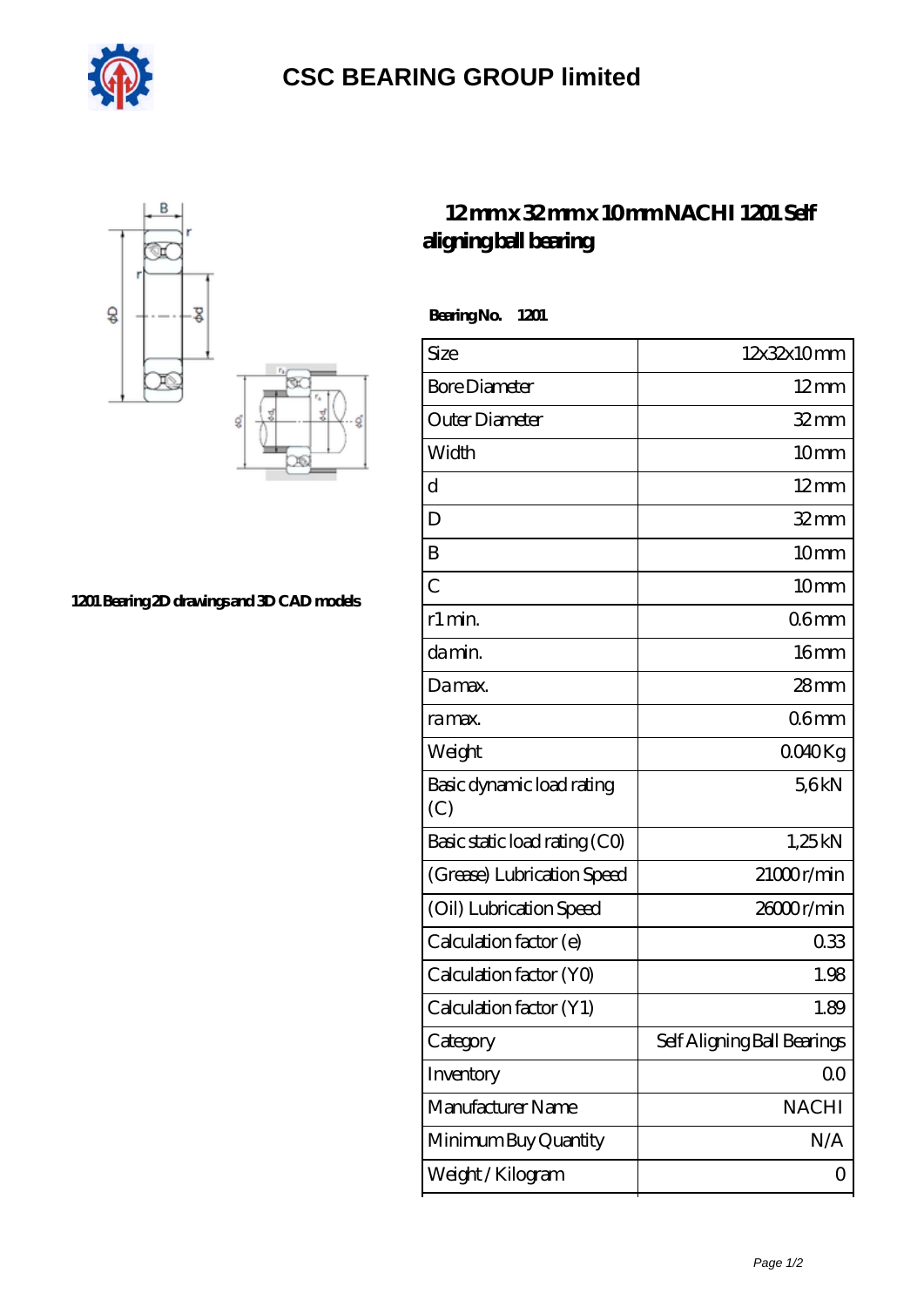# CSC BEARING GROUP limited

## 12 mm x 32 mm x 10 mm NACHI 1201 Self aligning ball bearing

1201 Bearing 2D drawings and 3D CAD models

**Bearing No. 1201**

| Size | 12x32x10 mm |
|---|---|
| Bore Diameter | 12 mm |
| Outer Diameter | 32 mm |
| Width | 10 mm |
| d | 12 mm |
| D | 32 mm |
| B | 10 mm |
| C | 10 mm |
| r1 min. | 0.6 mm |
| da min. | 16 mm |
| Da max. | 28 mm |
| ra max. | 0.6 mm |
| Weight | 0.040 Kg |
| Basic dynamic load rating (C) | 5,6 kN |
| Basic static load rating (C0) | 1,25 kN |
| (Grease) Lubrication Speed | 21000 r/min |
| (Oil) Lubrication Speed | 26000 r/min |
| Calculation factor (e) | 0.33 |
| Calculation factor (Y0) | 1.98 |
| Calculation factor (Y1) | 1.89 |
| Category | Self Aligning Ball Bearings |
| Inventory | 0.0 |
| Manufacturer Name | NACHI |
| Minimum Buy Quantity | N/A |
| Weight / Kilogram | 0 |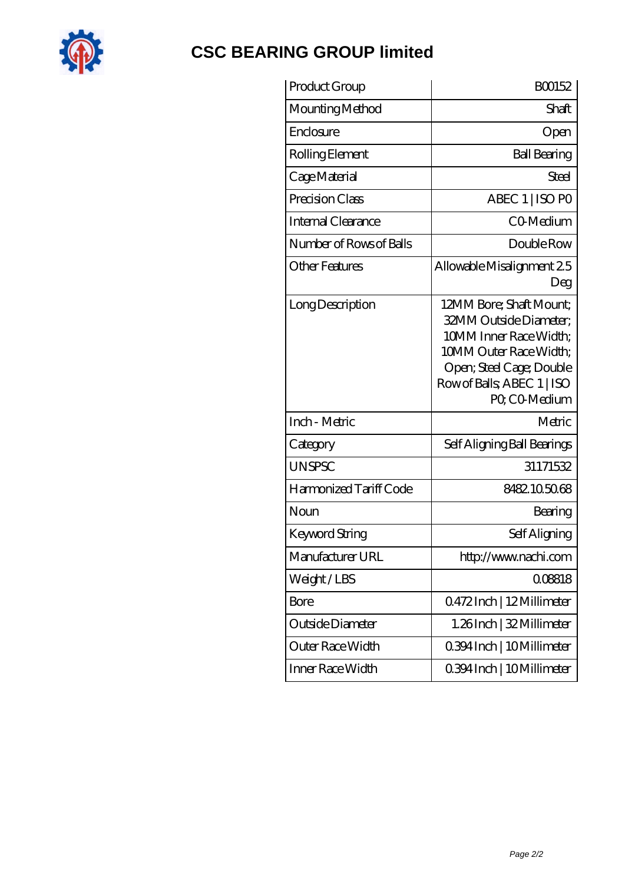# CSC BEARING GROUP limited

| | |
|---|---|
| Product Group | B00152 |
| Mounting Method | Shaft |
| Enclosure | Open |
| Rolling Element | Ball Bearing |
| Cage Material | Steel |
| Precision Class | ABEC 1 \| ISO P0 |
| Internal Clearance | C0-Medium |
| Number of Rows of Balls | Double Row |
| Other Features | Allowable Misalignment 2.5 Deg |
| Long Description | 12MM Bore; Shaft Mount; 32MM Outside Diameter; 10MM Inner Race Width; 10MM Outer Race Width; Open; Steel Cage; Double Row of Balls; ABEC 1 \| ISO P0; C0-Medium |
| Inch - Metric | Metric |
| Category | Self Aligning Ball Bearings |
| UNSPSC | 31171532 |
| Harmonized Tariff Code | 8482.10.50.68 |
| Noun | Bearing |
| Keyword String | Self Aligning |
| Manufacturer URL | http://www.nachi.com |
| Weight / LBS | 0.08818 |
| Bore | 0.472 Inch \| 12 Millimeter |
| Outside Diameter | 1.26 Inch \| 32 Millimeter |
| Outer Race Width | 0.394 Inch \| 10 Millimeter |
| Inner Race Width | 0.394 Inch \| 10 Millimeter |